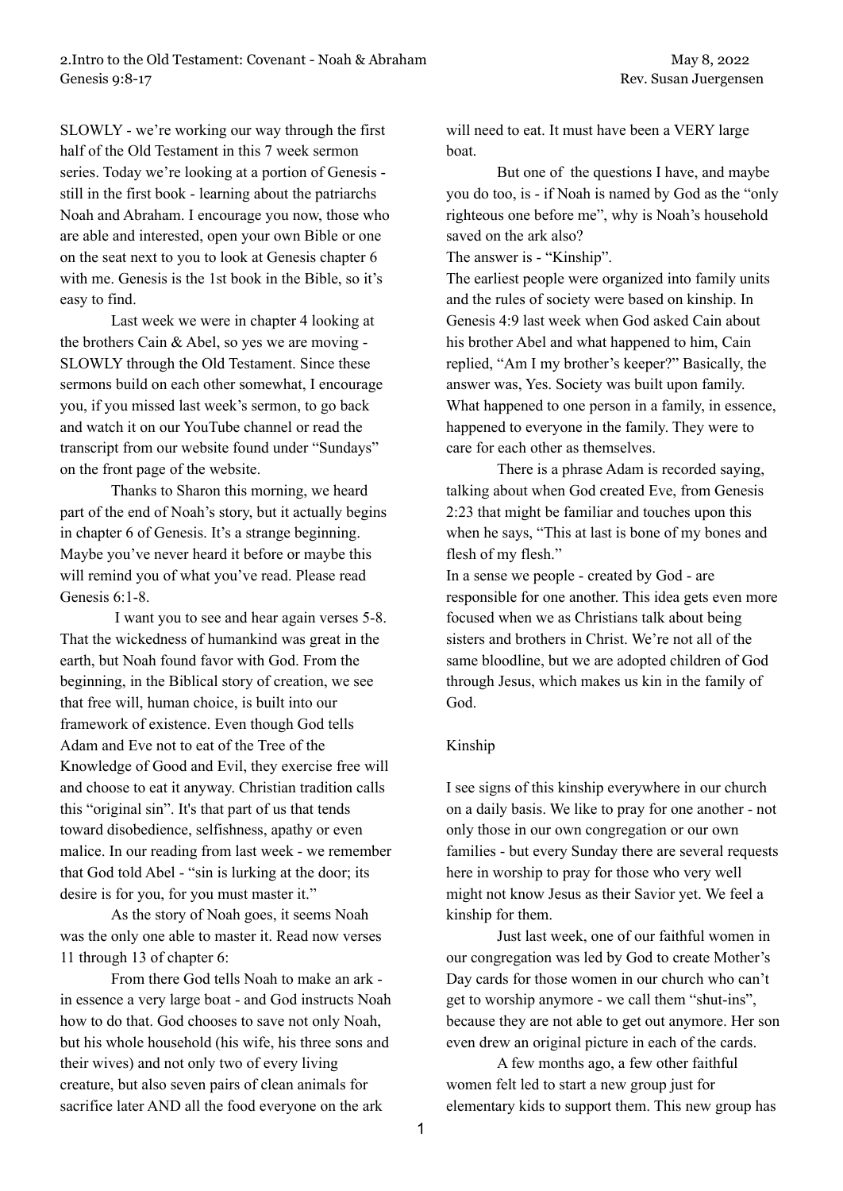2.Intro to the Old Testament: Covenant - Noah & Abraham
Genesis 9:8-17

May 8, 2022
Rev. Susan Juergensen

SLOWLY - we're working our way through the first half of the Old Testament in this 7 week sermon series. Today we're looking at a portion of Genesis - still in the first book - learning about the patriarchs Noah and Abraham. I encourage you now, those who are able and interested, open your own Bible or one on the seat next to you to look at Genesis chapter 6 with me. Genesis is the 1st book in the Bible, so it's easy to find.

Last week we were in chapter 4 looking at the brothers Cain & Abel, so yes we are moving - SLOWLY through the Old Testament. Since these sermons build on each other somewhat, I encourage you, if you missed last week's sermon, to go back and watch it on our YouTube channel or read the transcript from our website found under "Sundays" on the front page of the website.

Thanks to Sharon this morning, we heard part of the end of Noah's story, but it actually begins in chapter 6 of Genesis. It's a strange beginning. Maybe you've never heard it before or maybe this will remind you of what you've read. Please read Genesis 6:1-8.

I want you to see and hear again verses 5-8. That the wickedness of humankind was great in the earth, but Noah found favor with God. From the beginning, in the Biblical story of creation, we see that free will, human choice, is built into our framework of existence. Even though God tells Adam and Eve not to eat of the Tree of the Knowledge of Good and Evil, they exercise free will and choose to eat it anyway. Christian tradition calls this "original sin". It's that part of us that tends toward disobedience, selfishness, apathy or even malice. In our reading from last week - we remember that God told Abel - "sin is lurking at the door; its desire is for you, for you must master it."

As the story of Noah goes, it seems Noah was the only one able to master it. Read now verses 11 through 13 of chapter 6:

From there God tells Noah to make an ark - in essence a very large boat - and God instructs Noah how to do that. God chooses to save not only Noah, but his whole household (his wife, his three sons and their wives) and not only two of every living creature, but also seven pairs of clean animals for sacrifice later AND all the food everyone on the ark will need to eat. It must have been a VERY large boat.

But one of the questions I have, and maybe you do too, is - if Noah is named by God as the "only righteous one before me", why is Noah's household saved on the ark also?

The answer is - "Kinship".

The earliest people were organized into family units and the rules of society were based on kinship. In Genesis 4:9 last week when God asked Cain about his brother Abel and what happened to him, Cain replied, "Am I my brother's keeper?" Basically, the answer was, Yes. Society was built upon family. What happened to one person in a family, in essence, happened to everyone in the family. They were to care for each other as themselves.

There is a phrase Adam is recorded saying, talking about when God created Eve, from Genesis 2:23 that might be familiar and touches upon this when he says, "This at last is bone of my bones and flesh of my flesh."

In a sense we people - created by God - are responsible for one another. This idea gets even more focused when we as Christians talk about being sisters and brothers in Christ. We're not all of the same bloodline, but we are adopted children of God through Jesus, which makes us kin in the family of God.

## Kinship

I see signs of this kinship everywhere in our church on a daily basis. We like to pray for one another - not only those in our own congregation or our own families - but every Sunday there are several requests here in worship to pray for those who very well might not know Jesus as their Savior yet. We feel a kinship for them.

Just last week, one of our faithful women in our congregation was led by God to create Mother's Day cards for those women in our church who can't get to worship anymore - we call them "shut-ins", because they are not able to get out anymore. Her son even drew an original picture in each of the cards.

A few months ago, a few other faithful women felt led to start a new group just for elementary kids to support them. This new group has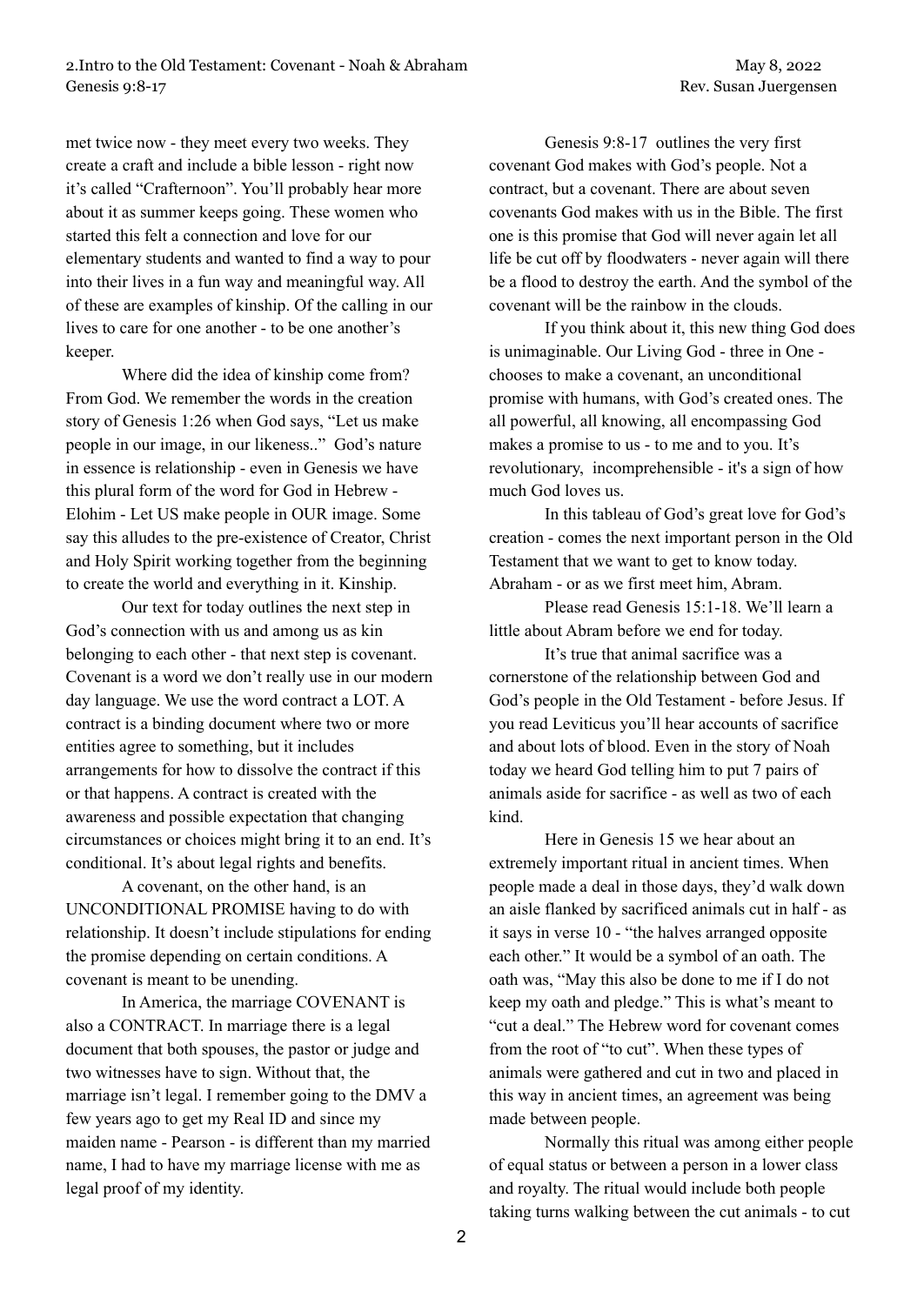met twice now - they meet every two weeks. They create a craft and include a bible lesson - right now it's called "Crafternoon". You'll probably hear more about it as summer keeps going. These women who started this felt a connection and love for our elementary students and wanted to find a way to pour into their lives in a fun way and meaningful way. All of these are examples of kinship. Of the calling in our lives to care for one another - to be one another's keeper.

Where did the idea of kinship come from? From God. We remember the words in the creation story of Genesis 1:26 when God says, "Let us make people in our image, in our likeness.." God's nature in essence is relationship - even in Genesis we have this plural form of the word for God in Hebrew - Elohim - Let US make people in OUR image. Some say this alludes to the pre-existence of Creator, Christ and Holy Spirit working together from the beginning to create the world and everything in it. Kinship.

Our text for today outlines the next step in God's connection with us and among us as kin belonging to each other - that next step is covenant. Covenant is a word we don't really use in our modern day language. We use the word contract a LOT. A contract is a binding document where two or more entities agree to something, but it includes arrangements for how to dissolve the contract if this or that happens. A contract is created with the awareness and possible expectation that changing circumstances or choices might bring it to an end. It's conditional. It's about legal rights and benefits.

A covenant, on the other hand, is an UNCONDITIONAL PROMISE having to do with relationship. It doesn't include stipulations for ending the promise depending on certain conditions. A covenant is meant to be unending.

In America, the marriage COVENANT is also a CONTRACT. In marriage there is a legal document that both spouses, the pastor or judge and two witnesses have to sign. Without that, the marriage isn't legal. I remember going to the DMV a few years ago to get my Real ID and since my maiden name - Pearson - is different than my married name, I had to have my marriage license with me as legal proof of my identity.

Genesis 9:8-17 outlines the very first covenant God makes with God's people. Not a contract, but a covenant. There are about seven covenants God makes with us in the Bible. The first one is this promise that God will never again let all life be cut off by floodwaters - never again will there be a flood to destroy the earth. And the symbol of the covenant will be the rainbow in the clouds.

If you think about it, this new thing God does is unimaginable. Our Living God - three in One - chooses to make a covenant, an unconditional promise with humans, with God's created ones. The all powerful, all knowing, all encompassing God makes a promise to us - to me and to you. It's revolutionary, incomprehensible - it's a sign of how much God loves us.

In this tableau of God's great love for God's creation - comes the next important person in the Old Testament that we want to get to know today. Abraham - or as we first meet him, Abram.

Please read Genesis 15:1-18. We'll learn a little about Abram before we end for today.

It's true that animal sacrifice was a cornerstone of the relationship between God and God's people in the Old Testament - before Jesus. If you read Leviticus you'll hear accounts of sacrifice and about lots of blood. Even in the story of Noah today we heard God telling him to put 7 pairs of animals aside for sacrifice - as well as two of each kind.

Here in Genesis 15 we hear about an extremely important ritual in ancient times. When people made a deal in those days, they'd walk down an aisle flanked by sacrificed animals cut in half - as it says in verse 10 - "the halves arranged opposite each other." It would be a symbol of an oath. The oath was, "May this also be done to me if I do not keep my oath and pledge." This is what's meant to "cut a deal." The Hebrew word for covenant comes from the root of "to cut". When these types of animals were gathered and cut in two and placed in this way in ancient times, an agreement was being made between people.

Normally this ritual was among either people of equal status or between a person in a lower class and royalty. The ritual would include both people taking turns walking between the cut animals - to cut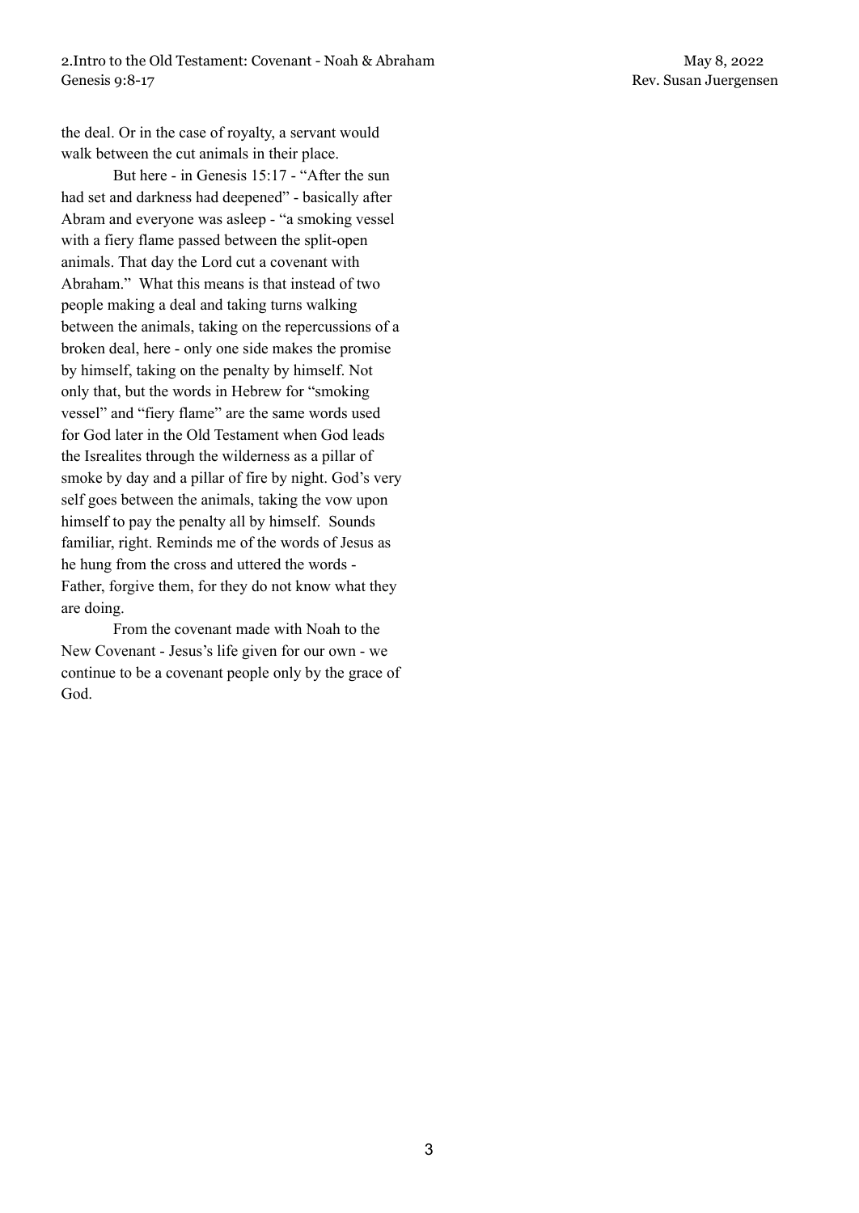the deal. Or in the case of royalty, a servant would walk between the cut animals in their place.

But here - in Genesis 15:17 - "After the sun had set and darkness had deepened" - basically after Abram and everyone was asleep - "a smoking vessel with a fiery flame passed between the split-open animals. That day the Lord cut a covenant with Abraham." What this means is that instead of two people making a deal and taking turns walking between the animals, taking on the repercussions of a broken deal, here - only one side makes the promise by himself, taking on the penalty by himself. Not only that, but the words in Hebrew for "smoking vessel" and "fiery flame" are the same words used for God later in the Old Testament when God leads the Isrealites through the wilderness as a pillar of smoke by day and a pillar of fire by night. God's very self goes between the animals, taking the vow upon himself to pay the penalty all by himself. Sounds familiar, right. Reminds me of the words of Jesus as he hung from the cross and uttered the words - Father, forgive them, for they do not know what they are doing.

From the covenant made with Noah to the New Covenant - Jesus's life given for our own - we continue to be a covenant people only by the grace of God.